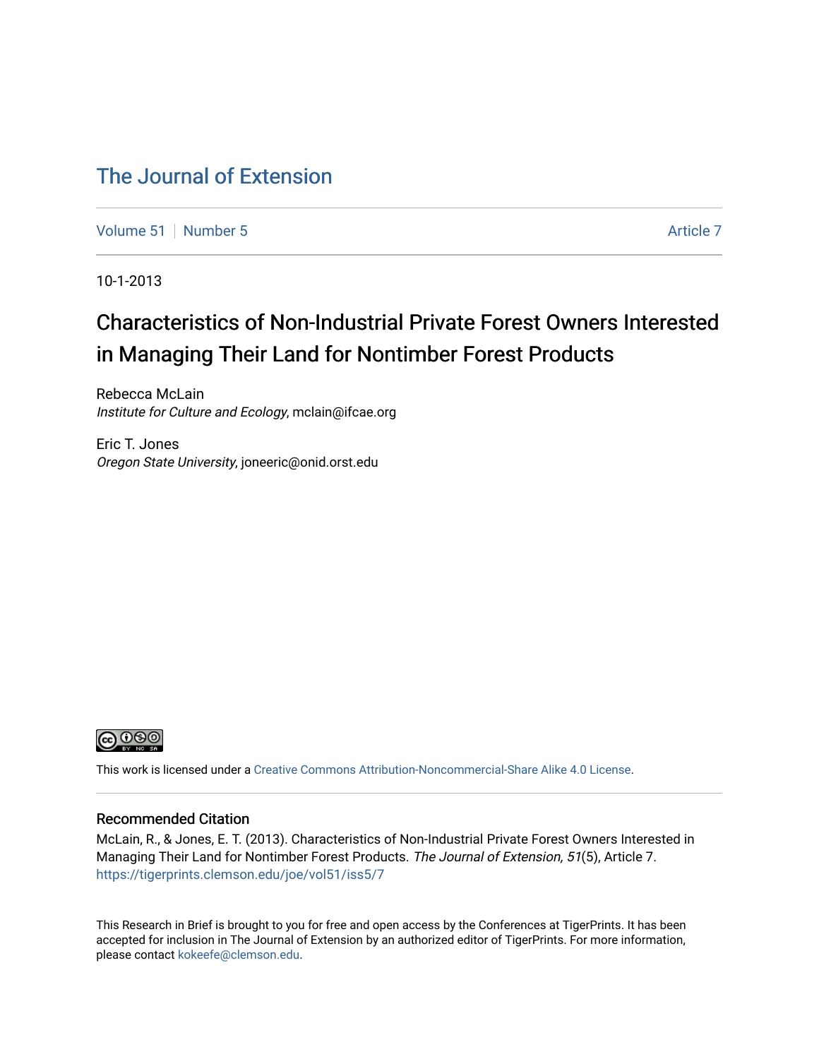# The Journal of Extension

Volume 51 | Number 5 | Article 7

10-1-2013

## Characteristics of Non-Industrial Private Forest Owners Interested in Managing Their Land for Nontimber Forest Products

Rebecca McLain
*Institute for Culture and Ecology*, mclain@ifcae.org

Eric T. Jones
*Oregon State University*, joneeric@onid.orst.edu

This work is licensed under a Creative Commons Attribution-Noncommercial-Share Alike 4.0 License.

### Recommended Citation

McLain, R., & Jones, E. T. (2013). Characteristics of Non-Industrial Private Forest Owners Interested in Managing Their Land for Nontimber Forest Products. *The Journal of Extension, 51*(5), Article 7. https://tigerprints.clemson.edu/joe/vol51/iss5/7

This Research in Brief is brought to you for free and open access by the Conferences at TigerPrints. It has been accepted for inclusion in The Journal of Extension by an authorized editor of TigerPrints. For more information, please contact kokeefe@clemson.edu.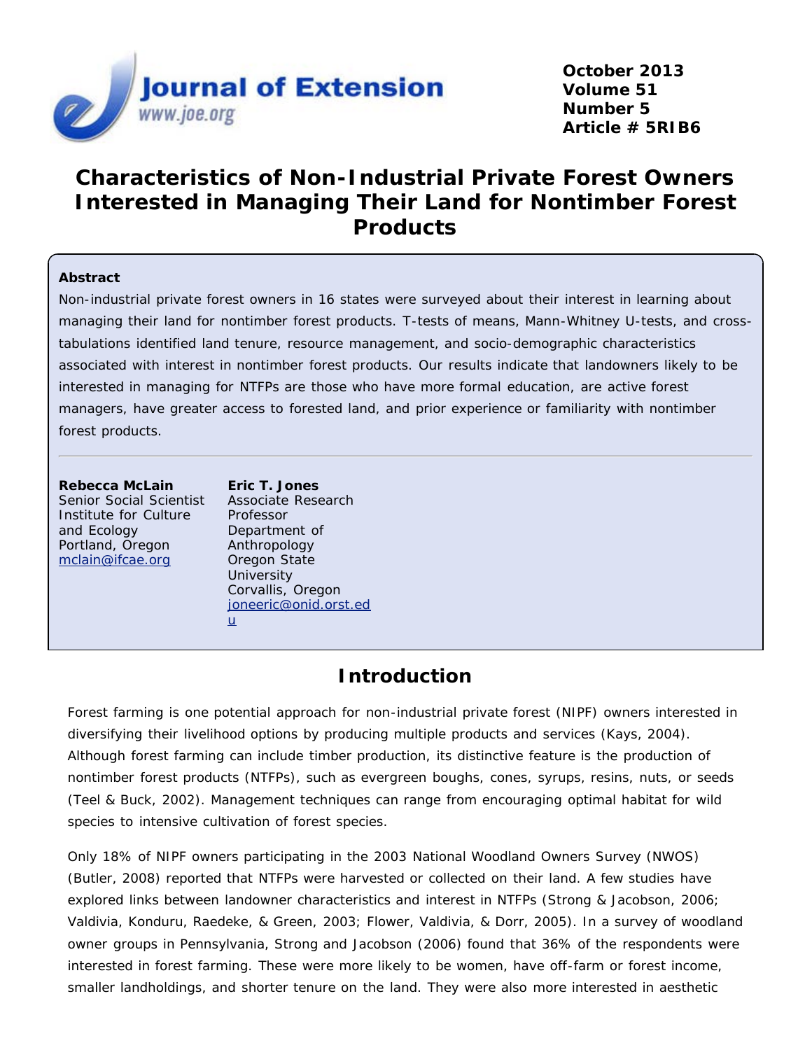# Characteristics of Non-Industrial Private Forest Owners Interested in Managing Their Land for Nontimber Forest Products

**Abstract**

Non-industrial private forest owners in 16 states were surveyed about their interest in learning about managing their land for nontimber forest products. T-tests of means, Mann-Whitney U-tests, and cross-tabulations identified land tenure, resource management, and socio-demographic characteristics associated with interest in nontimber forest products. Our results indicate that landowners likely to be interested in managing for NTFPs are those who have more formal education, are active forest managers, have greater access to forested land, and prior experience or familiarity with nontimber forest products.

**Rebecca McLain**
Senior Social Scientist
Institute for Culture and Ecology
Portland, Oregon
mclain@ifcae.org

**Eric T. Jones**
Associate Research Professor
Department of Anthropology
Oregon State University
Corvallis, Oregon
joneeric@onid.orst.edu

## Introduction

Forest farming is one potential approach for non-industrial private forest (NIPF) owners interested in diversifying their livelihood options by producing multiple products and services (Kays, 2004). Although forest farming can include timber production, its distinctive feature is the production of nontimber forest products (NTFPs), such as evergreen boughs, cones, syrups, resins, nuts, or seeds (Teel & Buck, 2002). Management techniques can range from encouraging optimal habitat for wild species to intensive cultivation of forest species.

Only 18% of NIPF owners participating in the 2003 National Woodland Owners Survey (NWOS) (Butler, 2008) reported that NTFPs were harvested or collected on their land. A few studies have explored links between landowner characteristics and interest in NTFPs (Strong & Jacobson, 2006; Valdivia, Konduru, Raedeke, & Green, 2003; Flower, Valdivia, & Dorr, 2005). In a survey of woodland owner groups in Pennsylvania, Strong and Jacobson (2006) found that 36% of the respondents were interested in forest farming. These were more likely to be women, have off-farm or forest income, smaller landholdings, and shorter tenure on the land. They were also more interested in aesthetic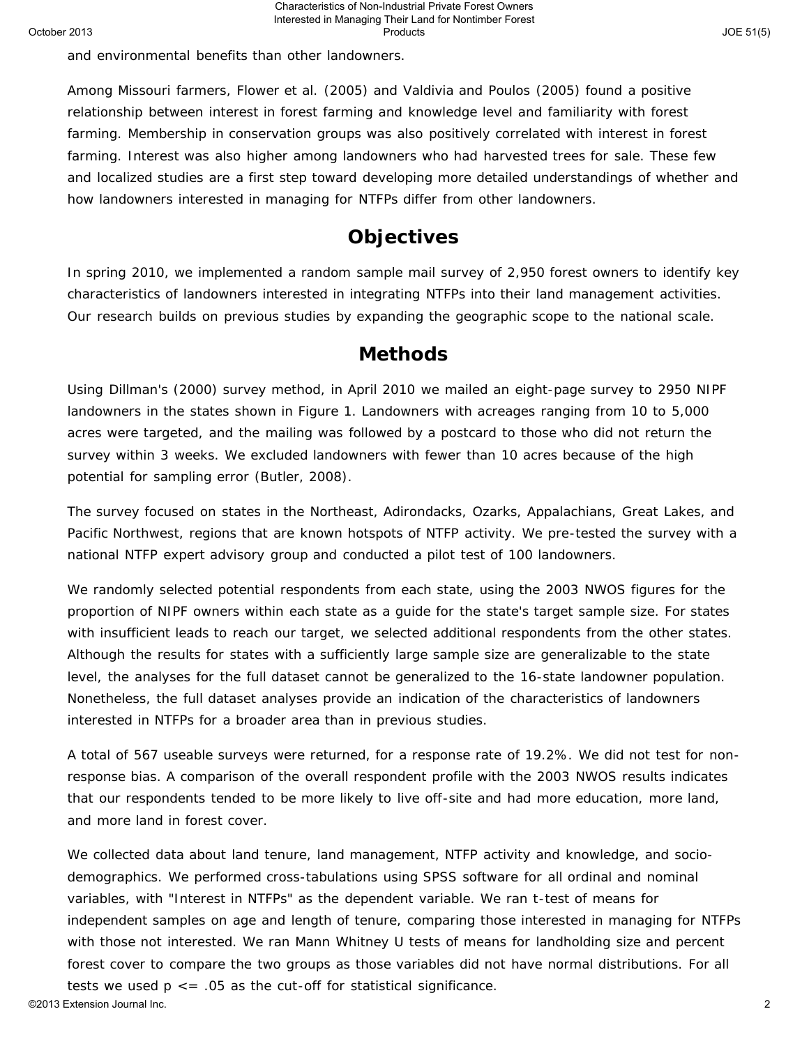and environmental benefits than other landowners.

Among Missouri farmers, Flower et al. (2005) and Valdivia and Poulos (2005) found a positive relationship between interest in forest farming and knowledge level and familiarity with forest farming. Membership in conservation groups was also positively correlated with interest in forest farming. Interest was also higher among landowners who had harvested trees for sale. These few and localized studies are a first step toward developing more detailed understandings of whether and how landowners interested in managing for NTFPs differ from other landowners.

## Objectives

In spring 2010, we implemented a random sample mail survey of 2,950 forest owners to identify key characteristics of landowners interested in integrating NTFPs into their land management activities. Our research builds on previous studies by expanding the geographic scope to the national scale.

## Methods

Using Dillman's (2000) survey method, in April 2010 we mailed an eight-page survey to 2950 NIPF landowners in the states shown in Figure 1. Landowners with acreages ranging from 10 to 5,000 acres were targeted, and the mailing was followed by a postcard to those who did not return the survey within 3 weeks. We excluded landowners with fewer than 10 acres because of the high potential for sampling error (Butler, 2008).

The survey focused on states in the Northeast, Adirondacks, Ozarks, Appalachians, Great Lakes, and Pacific Northwest, regions that are known hotspots of NTFP activity. We pre-tested the survey with a national NTFP expert advisory group and conducted a pilot test of 100 landowners.

We randomly selected potential respondents from each state, using the 2003 NWOS figures for the proportion of NIPF owners within each state as a guide for the state's target sample size. For states with insufficient leads to reach our target, we selected additional respondents from the other states. Although the results for states with a sufficiently large sample size are generalizable to the state level, the analyses for the full dataset cannot be generalized to the 16-state landowner population. Nonetheless, the full dataset analyses provide an indication of the characteristics of landowners interested in NTFPs for a broader area than in previous studies.

A total of 567 useable surveys were returned, for a response rate of 19.2%. We did not test for non-response bias. A comparison of the overall respondent profile with the 2003 NWOS results indicates that our respondents tended to be more likely to live off-site and had more education, more land, and more land in forest cover.

We collected data about land tenure, land management, NTFP activity and knowledge, and socio-demographics. We performed cross-tabulations using SPSS software for all ordinal and nominal variables, with "Interest in NTFPs" as the dependent variable. We ran t-test of means for independent samples on age and length of tenure, comparing those interested in managing for NTFPs with those not interested. We ran Mann Whitney U tests of means for landholding size and percent forest cover to compare the two groups as those variables did not have normal distributions. For all tests we used $p <= .05$ as the cut-off for statistical significance.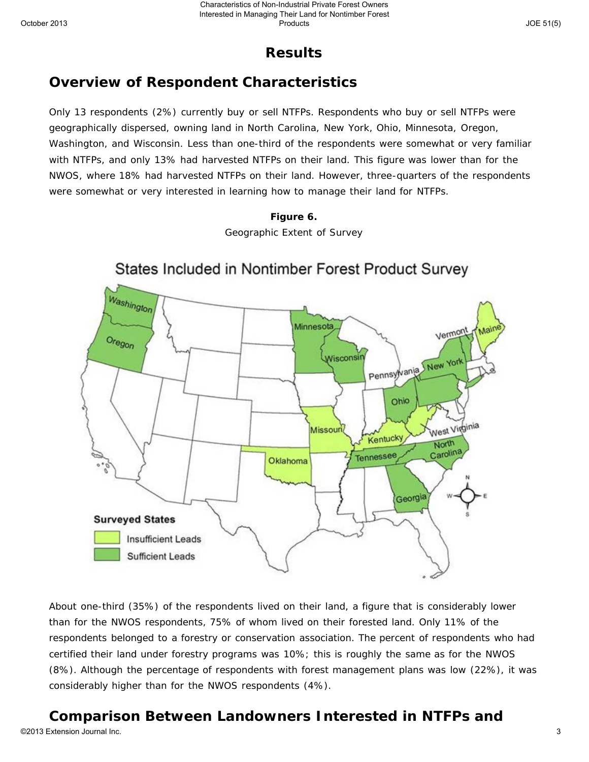# Results

## Overview of Respondent Characteristics

Only 13 respondents (2%) currently buy or sell NTFPs. Respondents who buy or sell NTFPs were geographically dispersed, owning land in North Carolina, New York, Ohio, Minnesota, Oregon, Washington, and Wisconsin. Less than one-third of the respondents were somewhat or very familiar with NTFPs, and only 13% had harvested NTFPs on their land. This figure was lower than for the NWOS, where 18% had harvested NTFPs on their land. However, three-quarters of the respondents were somewhat or very interested in learning how to manage their land for NTFPs.

**Figure 6.**

Geographic Extent of Survey

About one-third (35%) of the respondents lived on their land, a figure that is considerably lower than for the NWOS respondents, 75% of whom lived on their forested land. Only 11% of the respondents belonged to a forestry or conservation association. The percent of respondents who had certified their land under forestry programs was 10%; this is roughly the same as for the NWOS (8%). Although the percentage of respondents with forest management plans was low (22%), it was considerably higher than for the NWOS respondents (4%).

## Comparison Between Landowners Interested in NTFPs and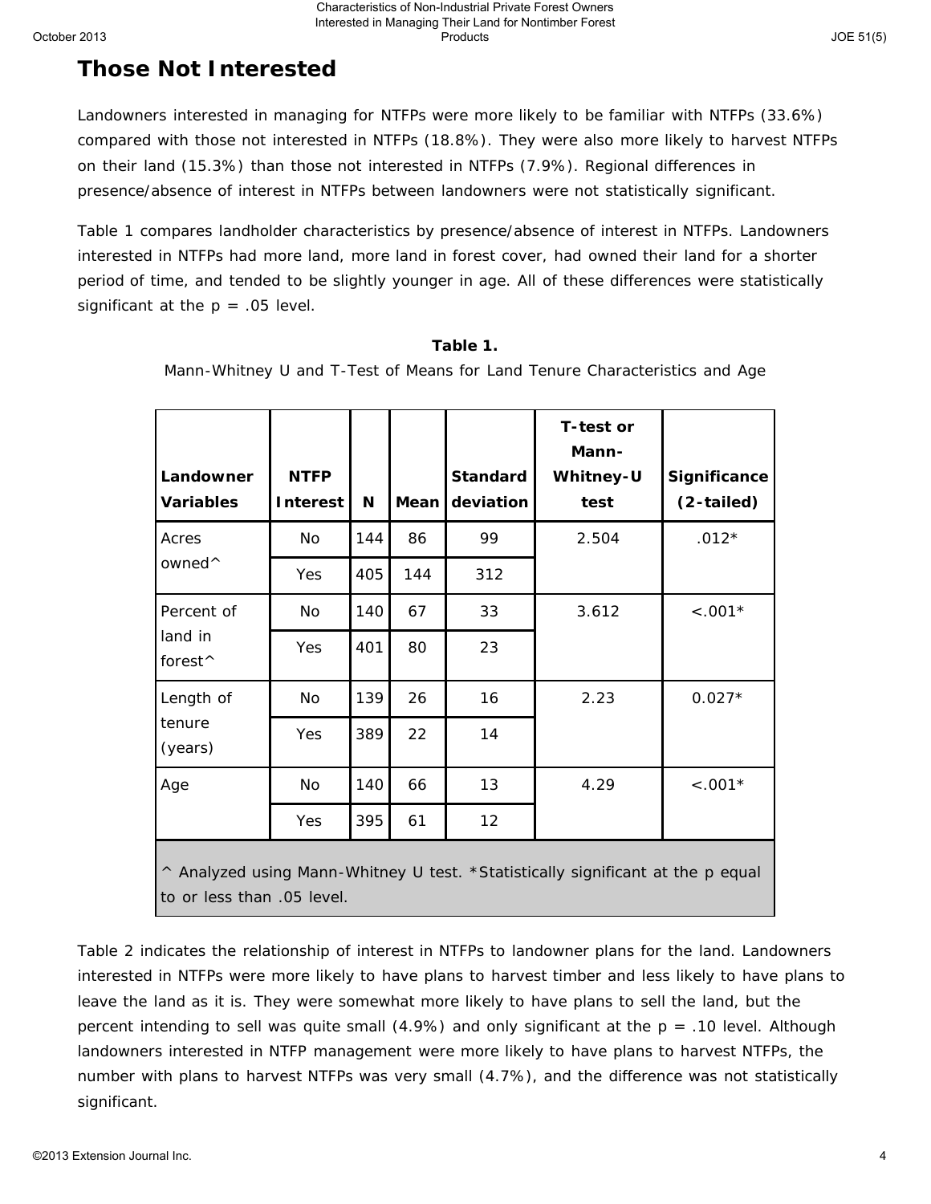## Those Not Interested

Landowners interested in managing for NTFPs were more likely to be familiar with NTFPs (33.6%) compared with those not interested in NTFPs (18.8%). They were also more likely to harvest NTFPs on their land (15.3%) than those not interested in NTFPs (7.9%). Regional differences in presence/absence of interest in NTFPs between landowners were not statistically significant.

Table 1 compares landholder characteristics by presence/absence of interest in NTFPs. Landowners interested in NTFPs had more land, more land in forest cover, had owned their land for a shorter period of time, and tended to be slightly younger in age. All of these differences were statistically significant at the p = .05 level.

**Table 1.**

Mann-Whitney U and T-Test of Means for Land Tenure Characteristics and Age

| Landowner Variables | NTFP Interest | N | Mean | Standard deviation | T-test or Mann-Whitney-U test | Significance (2-tailed) |
|---|---|---|---|---|---|---|
| Acres owned^ | No | 144 | 86 | 99 | 2.504 | .012* |
| | Yes | 405 | 144 | 312 | | |
| Percent of land in forest^ | No | 140 | 67 | 33 | 3.612 | <.001* |
| | Yes | 401 | 80 | 23 | | |
| Length of tenure (years) | No | 139 | 26 | 16 | 2.23 | 0.027* |
| | Yes | 389 | 22 | 14 | | |
| Age | No | 140 | 66 | 13 | 4.29 | <.001* |
| | Yes | 395 | 61 | 12 | | |

^ Analyzed using Mann-Whitney U test. *Statistically significant at the p equal to or less than .05 level.

Table 2 indicates the relationship of interest in NTFPs to landowner plans for the land. Landowners interested in NTFPs were more likely to have plans to harvest timber and less likely to have plans to leave the land as it is. They were somewhat more likely to have plans to sell the land, but the percent intending to sell was quite small (4.9%) and only significant at the p = .10 level. Although landowners interested in NTFP management were more likely to have plans to harvest NTFPs, the number with plans to harvest NTFPs was very small (4.7%), and the difference was not statistically significant.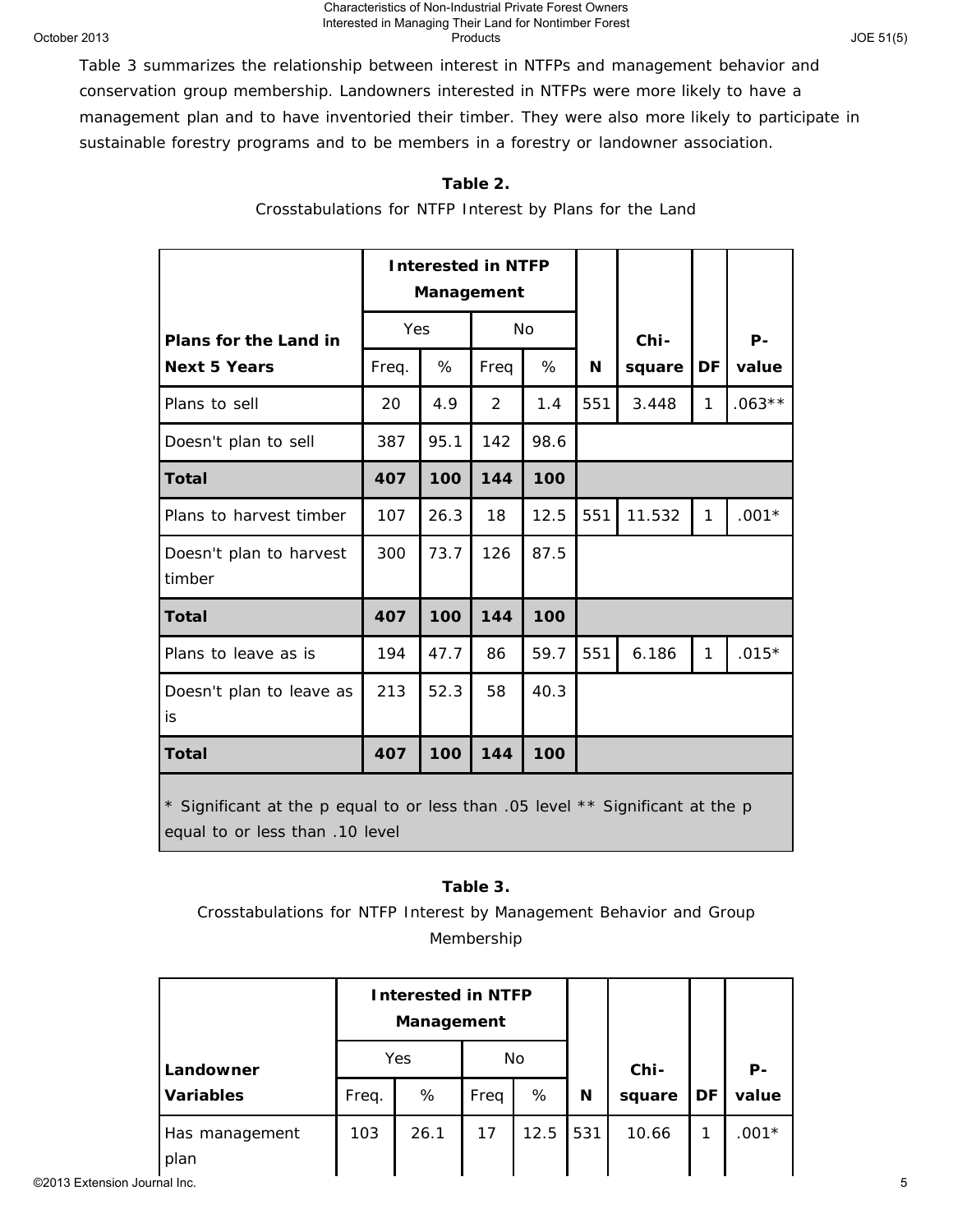Table 3 summarizes the relationship between interest in NTFPs and management behavior and conservation group membership. Landowners interested in NTFPs were more likely to have a management plan and to have inventoried their timber. They were also more likely to participate in sustainable forestry programs and to be members in a forestry or landowner association.

**Table 2.**

Crosstabulations for NTFP Interest by Plans for the Land

| | **Interested in NTFP Management** | | | | | | | |
|---|---|---|---|---|---|---|---|---|
| | Yes | | No | | | | | |
| **Plans for the Land in Next 5 Years** | Freq. | % | Freq | % | **N** | **Chi-square** | **DF** | **P-value** |
| Plans to sell | 20 | 4.9 | 2 | 1.4 | 551 | 3.448 | 1 | .063** |
| Doesn't plan to sell | 387 | 95.1 | 142 | 98.6 | | | | |
| **Total** | **407** | **100** | **144** | **100** | | | | |
| Plans to harvest timber | 107 | 26.3 | 18 | 12.5 | 551 | 11.532 | 1 | .001* |
| Doesn't plan to harvest timber | 300 | 73.7 | 126 | 87.5 | | | | |
| **Total** | **407** | **100** | **144** | **100** | | | | |
| Plans to leave as is | 194 | 47.7 | 86 | 59.7 | 551 | 6.186 | 1 | .015* |
| Doesn't plan to leave as is | 213 | 52.3 | 58 | 40.3 | | | | |
| **Total** | **407** | **100** | **144** | **100** | | | | |

* Significant at the p equal to or less than .05 level ** Significant at the p equal to or less than .10 level

**Table 3.**

Crosstabulations for NTFP Interest by Management Behavior and Group Membership

| | **Interested in NTFP Management** | | | | | | | |
|---|---|---|---|---|---|---|---|---|
| | Yes | | No | | | | | |
| **Landowner Variables** | Freq. | % | Freq | % | **N** | **Chi-square** | **DF** | **P-value** |
| Has management plan | 103 | 26.1 | 17 | 12.5 | 531 | 10.66 | 1 | .001* |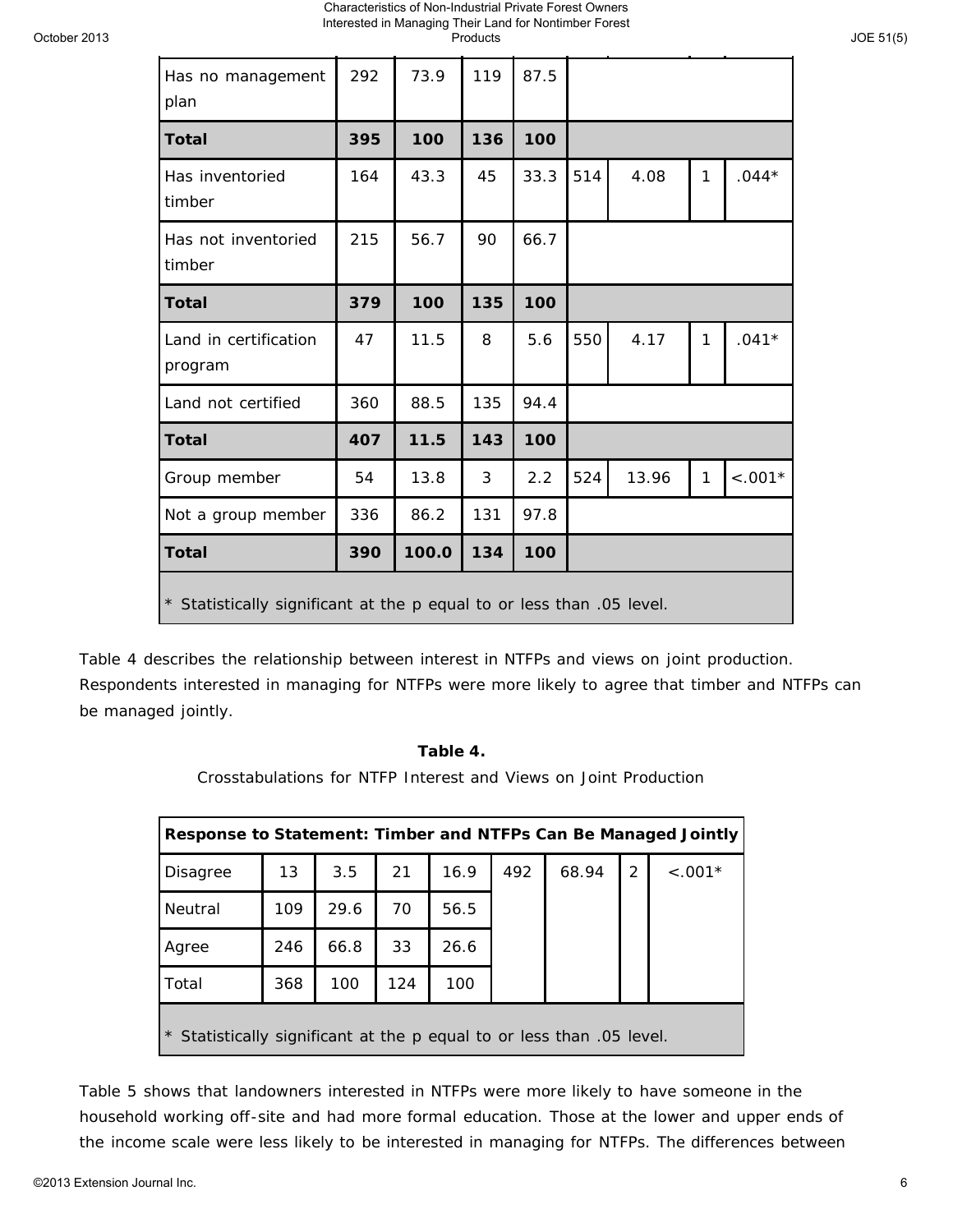| Has no management plan | 292 | 73.9 | 119 | 87.5 | | | | |
|---|---|---|---|---|---|---|---|---|
| **Total** | **395** | **100** | **136** | **100** | | | | |
| Has inventoried timber | 164 | 43.3 | 45 | 33.3 | 514 | 4.08 | 1 | .044* |
| Has not inventoried timber | 215 | 56.7 | 90 | 66.7 | | | | |
| **Total** | **379** | **100** | **135** | **100** | | | | |
| Land in certification program | 47 | 11.5 | 8 | 5.6 | 550 | 4.17 | 1 | .041* |
| Land not certified | 360 | 88.5 | 135 | 94.4 | | | | |
| **Total** | **407** | **11.5** | **143** | **100** | | | | |
| Group member | 54 | 13.8 | 3 | 2.2 | 524 | 13.96 | 1 | <.001* |
| Not a group member | 336 | 86.2 | 131 | 97.8 | | | | |
| **Total** | **390** | **100.0** | **134** | **100** | | | | |
| * Statistically significant at the p equal to or less than .05 level. | | | | | | | | |

Table 4 describes the relationship between interest in NTFPs and views on joint production. Respondents interested in managing for NTFPs were more likely to agree that timber and NTFPs can be managed jointly.

**Table 4.**

Crosstabulations for NTFP Interest and Views on Joint Production

| **Response to Statement: Timber and NTFPs Can Be Managed Jointly** | | | | | | | | |
|---|---|---|---|---|---|---|---|---|
| Disagree | 13 | 3.5 | 21 | 16.9 | 492 | 68.94 | 2 | <.001* |
| Neutral | 109 | 29.6 | 70 | 56.5 | | | | |
| Agree | 246 | 66.8 | 33 | 26.6 | | | | |
| Total | 368 | 100 | 124 | 100 | | | | |
| * Statistically significant at the p equal to or less than .05 level. | | | | | | | | |

Table 5 shows that landowners interested in NTFPs were more likely to have someone in the household working off-site and had more formal education. Those at the lower and upper ends of the income scale were less likely to be interested in managing for NTFPs. The differences between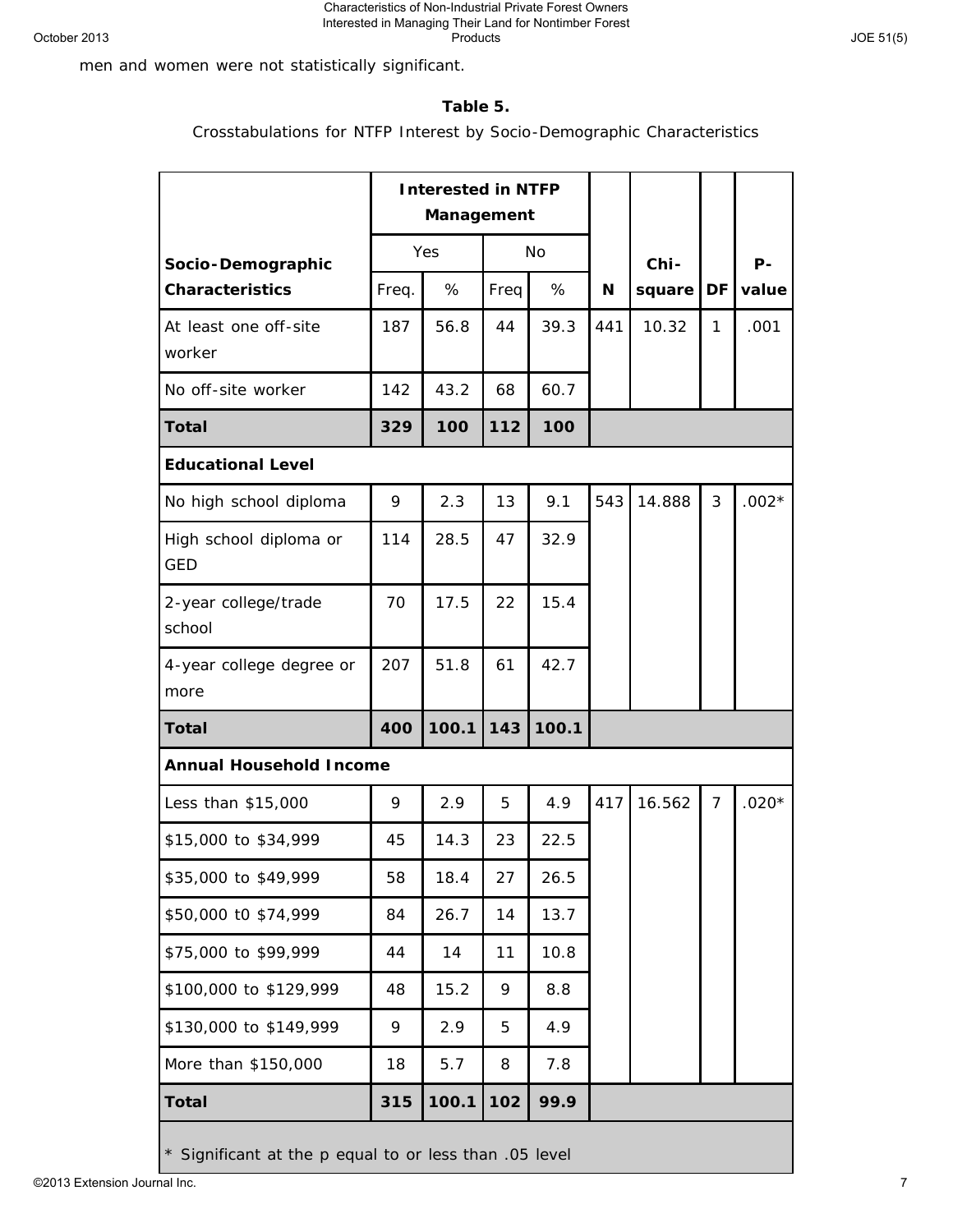men and women were not statistically significant.

**Table 5.**

Crosstabulations for NTFP Interest by Socio-Demographic Characteristics

| Socio-Demographic Characteristics | Interested in NTFP Management | | | | N | Chi-square | DF | P-value |
|---|---|---|---|---|---|---|---|---|
| | Yes | | No | | | | | |
| | Freq. | % | Freq | % | | | | |
| At least one off-site worker | 187 | 56.8 | 44 | 39.3 | 441 | 10.32 | 1 | .001 |
| No off-site worker | 142 | 43.2 | 68 | 60.7 | | | | |
| **Total** | **329** | **100** | **112** | **100** | | | | |
| **Educational Level** | | | | | | | | |
| No high school diploma | 9 | 2.3 | 13 | 9.1 | 543 | 14.888 | 3 | .002* |
| High school diploma or GED | 114 | 28.5 | 47 | 32.9 | | | | |
| 2-year college/trade school | 70 | 17.5 | 22 | 15.4 | | | | |
| 4-year college degree or more | 207 | 51.8 | 61 | 42.7 | | | | |
| **Total** | **400** | **100.1** | **143** | **100.1** | | | | |
| **Annual Household Income** | | | | | | | | |
| Less than $15,000 | 9 | 2.9 | 5 | 4.9 | 417 | 16.562 | 7 | .020* |
| $15,000 to $34,999 | 45 | 14.3 | 23 | 22.5 | | | | |
| $35,000 to $49,999 | 58 | 18.4 | 27 | 26.5 | | | | |
| $50,000 t0 $74,999 | 84 | 26.7 | 14 | 13.7 | | | | |
| $75,000 to $99,999 | 44 | 14 | 11 | 10.8 | | | | |
| $100,000 to $129,999 | 48 | 15.2 | 9 | 8.8 | | | | |
| $130,000 to $149,999 | 9 | 2.9 | 5 | 4.9 | | | | |
| More than $150,000 | 18 | 5.7 | 8 | 7.8 | | | | |
| **Total** | **315** | **100.1** | **102** | **99.9** | | | | |

* Significant at the p equal to or less than .05 level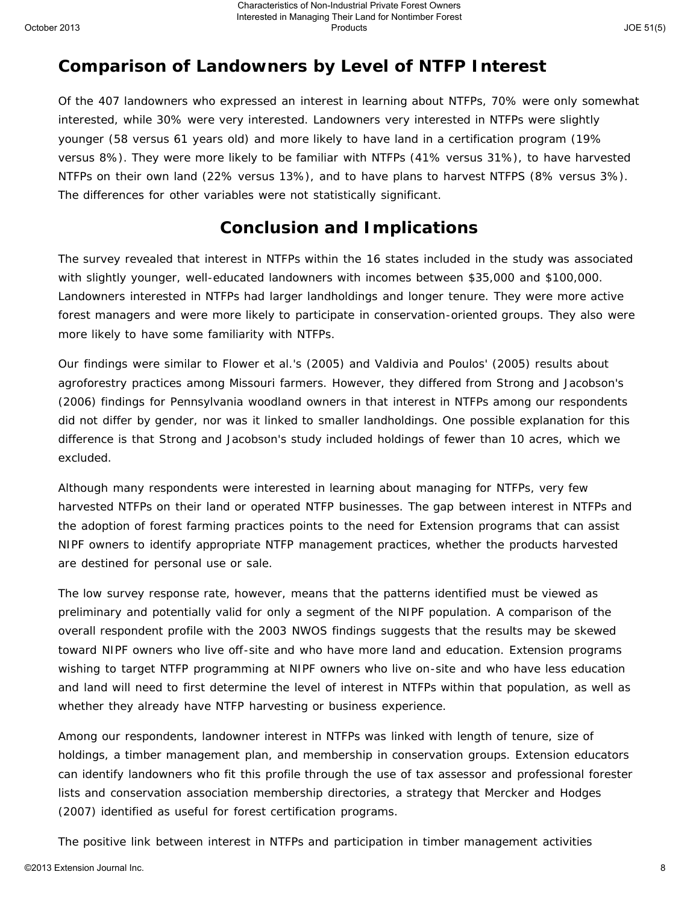## Comparison of Landowners by Level of NTFP Interest

Of the 407 landowners who expressed an interest in learning about NTFPs, 70% were only somewhat interested, while 30% were very interested. Landowners very interested in NTFPs were slightly younger (58 versus 61 years old) and more likely to have land in a certification program (19% versus 8%). They were more likely to be familiar with NTFPs (41% versus 31%), to have harvested NTFPs on their own land (22% versus 13%), and to have plans to harvest NTFPS (8% versus 3%). The differences for other variables were not statistically significant.

## Conclusion and Implications

The survey revealed that interest in NTFPs within the 16 states included in the study was associated with slightly younger, well-educated landowners with incomes between $35,000 and $100,000. Landowners interested in NTFPs had larger landholdings and longer tenure. They were more active forest managers and were more likely to participate in conservation-oriented groups. They also were more likely to have some familiarity with NTFPs.

Our findings were similar to Flower et al.'s (2005) and Valdivia and Poulos' (2005) results about agroforestry practices among Missouri farmers. However, they differed from Strong and Jacobson's (2006) findings for Pennsylvania woodland owners in that interest in NTFPs among our respondents did not differ by gender, nor was it linked to smaller landholdings. One possible explanation for this difference is that Strong and Jacobson's study included holdings of fewer than 10 acres, which we excluded.

Although many respondents were interested in learning about managing for NTFPs, very few harvested NTFPs on their land or operated NTFP businesses. The gap between interest in NTFPs and the adoption of forest farming practices points to the need for Extension programs that can assist NIPF owners to identify appropriate NTFP management practices, whether the products harvested are destined for personal use or sale.

The low survey response rate, however, means that the patterns identified must be viewed as preliminary and potentially valid for only a segment of the NIPF population. A comparison of the overall respondent profile with the 2003 NWOS findings suggests that the results may be skewed toward NIPF owners who live off-site and who have more land and education. Extension programs wishing to target NTFP programming at NIPF owners who live on-site and who have less education and land will need to first determine the level of interest in NTFPs within that population, as well as whether they already have NTFP harvesting or business experience.

Among our respondents, landowner interest in NTFPs was linked with length of tenure, size of holdings, a timber management plan, and membership in conservation groups. Extension educators can identify landowners who fit this profile through the use of tax assessor and professional forester lists and conservation association membership directories, a strategy that Mercker and Hodges (2007) identified as useful for forest certification programs.

The positive link between interest in NTFPs and participation in timber management activities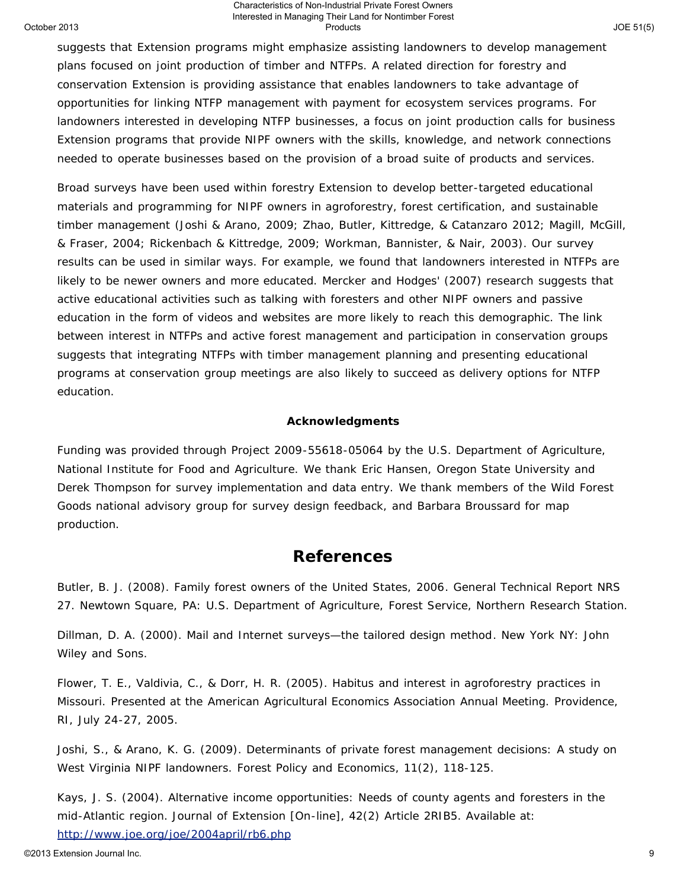suggests that Extension programs might emphasize assisting landowners to develop management plans focused on joint production of timber and NTFPs. A related direction for forestry and conservation Extension is providing assistance that enables landowners to take advantage of opportunities for linking NTFP management with payment for ecosystem services programs. For landowners interested in developing NTFP businesses, a focus on joint production calls for business Extension programs that provide NIPF owners with the skills, knowledge, and network connections needed to operate businesses based on the provision of a broad suite of products and services.

Broad surveys have been used within forestry Extension to develop better-targeted educational materials and programming for NIPF owners in agroforestry, forest certification, and sustainable timber management (Joshi & Arano, 2009; Zhao, Butler, Kittredge, & Catanzaro 2012; Magill, McGill, & Fraser, 2004; Rickenbach & Kittredge, 2009; Workman, Bannister, & Nair, 2003). Our survey results can be used in similar ways. For example, we found that landowners interested in NTFPs are likely to be newer owners and more educated. Mercker and Hodges' (2007) research suggests that active educational activities such as talking with foresters and other NIPF owners and passive education in the form of videos and websites are more likely to reach this demographic. The link between interest in NTFPs and active forest management and participation in conservation groups suggests that integrating NTFPs with timber management planning and presenting educational programs at conservation group meetings are also likely to succeed as delivery options for NTFP education.

**Acknowledgments**

Funding was provided through Project 2009-55618-05064 by the U.S. Department of Agriculture, National Institute for Food and Agriculture. We thank Eric Hansen, Oregon State University and Derek Thompson for survey implementation and data entry. We thank members of the Wild Forest Goods national advisory group for survey design feedback, and Barbara Broussard for map production.

## References

Butler, B. J. (2008). Family forest owners of the United States, 2006. General Technical Report NRS 27. Newtown Square, PA: U.S. Department of Agriculture, Forest Service, Northern Research Station.

Dillman, D. A. (2000). Mail and Internet surveys—the tailored design method. New York NY: John Wiley and Sons.

Flower, T. E., Valdivia, C., & Dorr, H. R. (2005). Habitus and interest in agroforestry practices in Missouri. Presented at the American Agricultural Economics Association Annual Meeting. Providence, RI, July 24-27, 2005.

Joshi, S., & Arano, K. G. (2009). Determinants of private forest management decisions: A study on West Virginia NIPF landowners. Forest Policy and Economics, 11(2), 118-125.

Kays, J. S. (2004). Alternative income opportunities: Needs of county agents and foresters in the mid-Atlantic region. Journal of Extension [On-line], 42(2) Article 2RIB5. Available at: http://www.joe.org/joe/2004april/rb6.php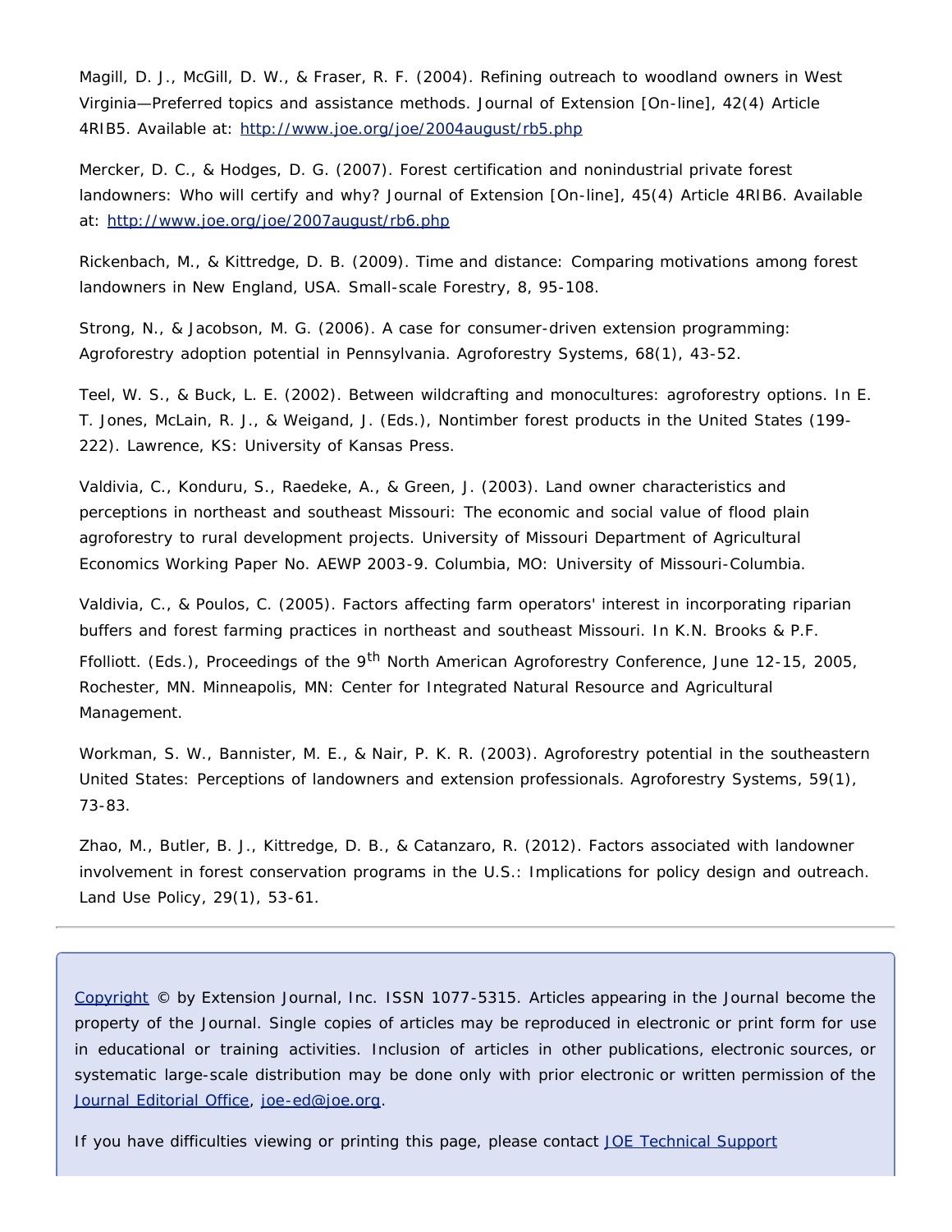Magill, D. J., McGill, D. W., & Fraser, R. F. (2004). Refining outreach to woodland owners in West Virginia—Preferred topics and assistance methods. Journal of Extension [On-line], 42(4) Article 4RIB5. Available at: [http://www.joe.org/joe/2004august/rb5.php](http://www.joe.org/joe/2004august/rb5.php)

Mercker, D. C., & Hodges, D. G. (2007). Forest certification and nonindustrial private forest landowners: Who will certify and why? Journal of Extension [On-line], 45(4) Article 4RIB6. Available at: [http://www.joe.org/joe/2007august/rb6.php](http://www.joe.org/joe/2007august/rb6.php)

Rickenbach, M., & Kittredge, D. B. (2009). Time and distance: Comparing motivations among forest landowners in New England, USA. Small-scale Forestry, 8, 95-108.

Strong, N., & Jacobson, M. G. (2006). A case for consumer-driven extension programming: Agroforestry adoption potential in Pennsylvania. Agroforestry Systems, 68(1), 43-52.

Teel, W. S., & Buck, L. E. (2002). Between wildcrafting and monocultures: agroforestry options. In E. T. Jones, McLain, R. J., & Weigand, J. (Eds.), Nontimber forest products in the United States (199-222). Lawrence, KS: University of Kansas Press.

Valdivia, C., Konduru, S., Raedeke, A., & Green, J. (2003). Land owner characteristics and perceptions in northeast and southeast Missouri: The economic and social value of flood plain agroforestry to rural development projects. University of Missouri Department of Agricultural Economics Working Paper No. AEWP 2003-9. Columbia, MO: University of Missouri-Columbia.

Valdivia, C., & Poulos, C. (2005). Factors affecting farm operators' interest in incorporating riparian buffers and forest farming practices in northeast and southeast Missouri. In K.N. Brooks & P.F. Ffolliott. (Eds.), Proceedings of the 9th North American Agroforestry Conference, June 12-15, 2005, Rochester, MN. Minneapolis, MN: Center for Integrated Natural Resource and Agricultural Management.

Workman, S. W., Bannister, M. E., & Nair, P. K. R. (2003). Agroforestry potential in the southeastern United States: Perceptions of landowners and extension professionals. Agroforestry Systems, 59(1), 73-83.

Zhao, M., Butler, B. J., Kittredge, D. B., & Catanzaro, R. (2012). Factors associated with landowner involvement in forest conservation programs in the U.S.: Implications for policy design and outreach. Land Use Policy, 29(1), 53-61.

---

Copyright © by Extension Journal, Inc. ISSN 1077-5315. Articles appearing in the Journal become the property of the Journal. Single copies of articles may be reproduced in electronic or print form for use in educational or training activities. Inclusion of articles in other publications, electronic sources, or systematic large-scale distribution may be done only with prior electronic or written permission of the Journal Editorial Office, joe-ed@joe.org.

If you have difficulties viewing or printing this page, please contact JOE Technical Support